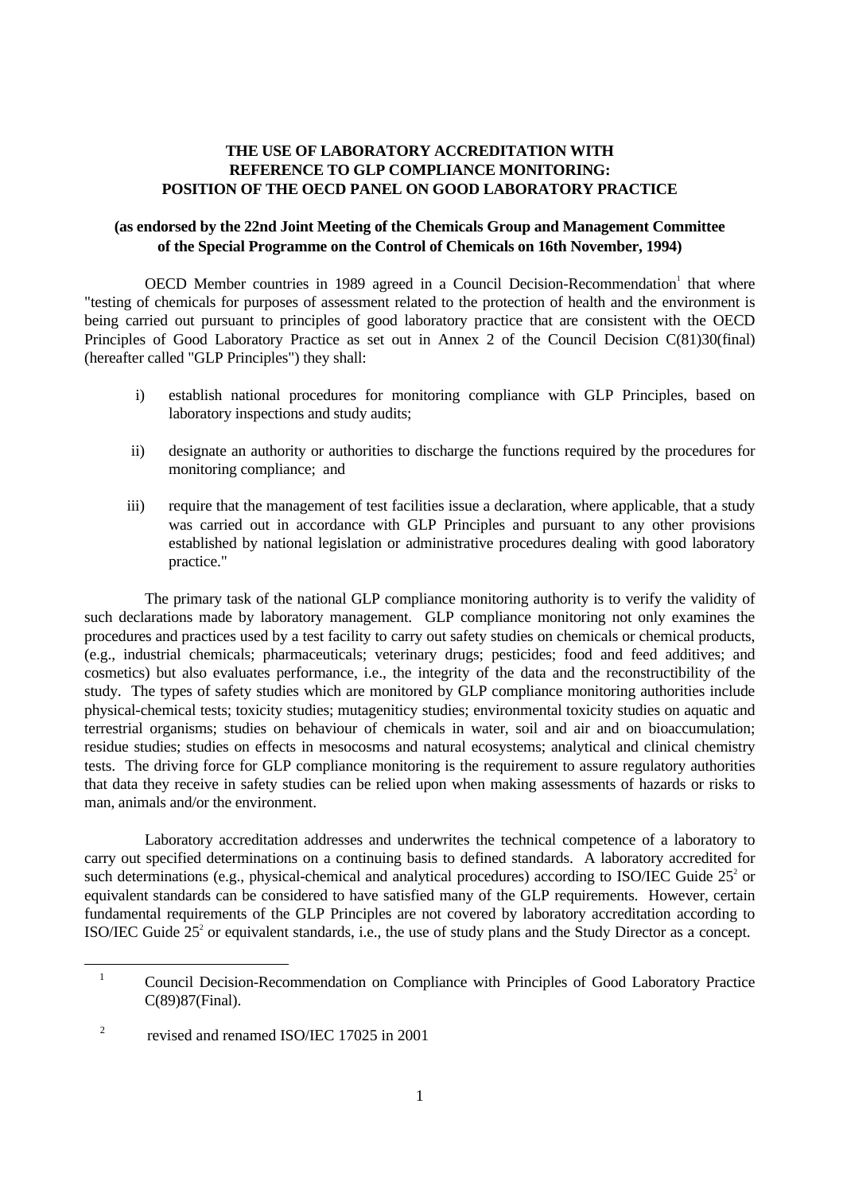**THE USE OF LABORATORY ACCREDITATION WITH REFERENCE TO GLP COMPLIANCE MONITORING: POSITION OF THE OECD PANEL ON GOOD LABORATORY PRACTICE**

**(as endorsed by the 22nd Joint Meeting of the Chemicals Group and Management Committee of the Special Programme on the Control of Chemicals on 16th November, 1994)**

OECD Member countries in 1989 agreed in a Council Decision-Recommendation[1] that where "testing of chemicals for purposes of assessment related to the protection of health and the environment is being carried out pursuant to principles of good laboratory practice that are consistent with the OECD Principles of Good Laboratory Practice as set out in Annex 2 of the Council Decision C(81)30(final) (hereafter called "GLP Principles") they shall:

i) establish national procedures for monitoring compliance with GLP Principles, based on laboratory inspections and study audits;

ii) designate an authority or authorities to discharge the functions required by the procedures for monitoring compliance; and

iii) require that the management of test facilities issue a declaration, where applicable, that a study was carried out in accordance with GLP Principles and pursuant to any other provisions established by national legislation or administrative procedures dealing with good laboratory practice."

The primary task of the national GLP compliance monitoring authority is to verify the validity of such declarations made by laboratory management. GLP compliance monitoring not only examines the procedures and practices used by a test facility to carry out safety studies on chemicals or chemical products, (e.g., industrial chemicals; pharmaceuticals; veterinary drugs; pesticides; food and feed additives; and cosmetics) but also evaluates performance, i.e., the integrity of the data and the reconstructibility of the study. The types of safety studies which are monitored by GLP compliance monitoring authorities include physical-chemical tests; toxicity studies; mutageniticy studies; environmental toxicity studies on aquatic and terrestrial organisms; studies on behaviour of chemicals in water, soil and air and on bioaccumulation; residue studies; studies on effects in mesocosms and natural ecosystems; analytical and clinical chemistry tests. The driving force for GLP compliance monitoring is the requirement to assure regulatory authorities that data they receive in safety studies can be relied upon when making assessments of hazards or risks to man, animals and/or the environment.

Laboratory accreditation addresses and underwrites the technical competence of a laboratory to carry out specified determinations on a continuing basis to defined standards. A laboratory accredited for such determinations (e.g., physical-chemical and analytical procedures) according to ISO/IEC Guide 25[2] or equivalent standards can be considered to have satisfied many of the GLP requirements. However, certain fundamental requirements of the GLP Principles are not covered by laboratory accreditation according to ISO/IEC Guide 25[2] or equivalent standards, i.e., the use of study plans and the Study Director as a concept.

---

[1] Council Decision-Recommendation on Compliance with Principles of Good Laboratory Practice C(89)87(Final).

[2] revised and renamed ISO/IEC 17025 in 2001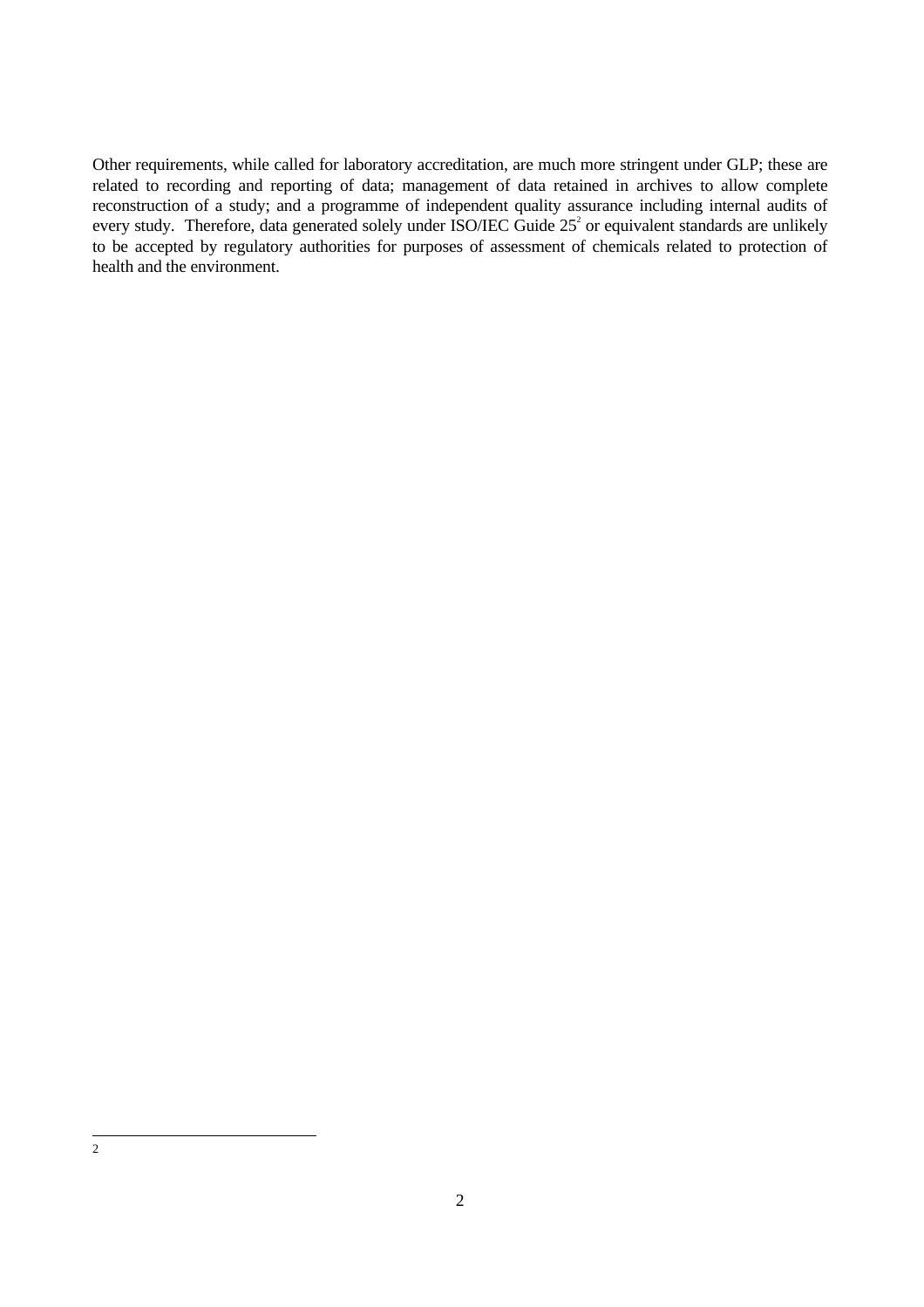Other requirements, while called for laboratory accreditation, are much more stringent under GLP; these are related to recording and reporting of data; management of data retained in archives to allow complete reconstruction of a study; and a programme of independent quality assurance including internal audits of every study. Therefore, data generated solely under ISO/IEC Guide 25[2] or equivalent standards are unlikely to be accepted by regulatory authorities for purposes of assessment of chemicals related to protection of health and the environment.

---

2